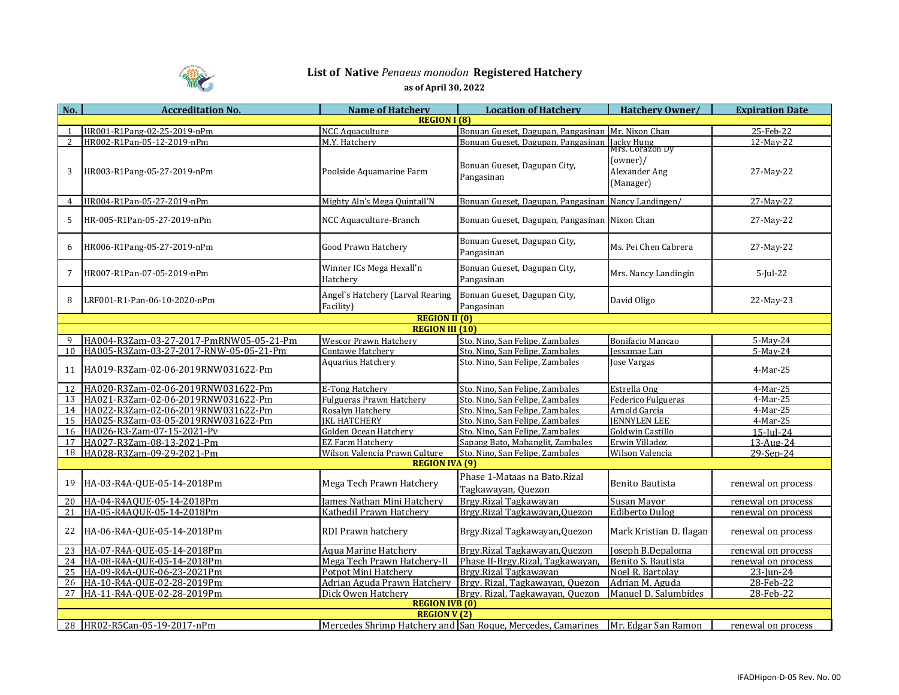# List of Native *Penaeus monodon* Registered Hatchery

**as of April 30, 2022**

| No. | Accreditation No. | Name of Hatchery | Location of Hatchery | Hatchery Owner/ | Expiration Date |
|---|---|---|---|---|---|
| **REGION I (8)** | | | | | |
| 1 | HR001-R1Pang-02-25-2019-nPm | NCC Aquaculture | Bonuan Gueset, Dagupan, Pangasinan | Mr. Nixon Chan | 25-Feb-22 |
| 2 | HR002-R1Pan-05-12-2019-nPm | M.Y. Hatchery | Bonuan Gueset, Dagupan, Pangasinan | Jacky Hung | 12-May-22 |
| 3 | HR003-R1Pang-05-27-2019-nPm | Poolside Aquamarine Farm | Bonuan Gueset, Dagupan City, Pangasinan | Mrs. Corazon Dy (owner)/ Alexander Ang (Manager) | 27-May-22 |
| 4 | HR004-R1Pan-05-27-2019-nPm | Mighty Aln's Mega Quintall'N | Bonuan Gueset, Dagupan, Pangasinan | Nancy Landingen/ | 27-May-22 |
| 5 | HR-005-R1Pan-05-27-2019-nPm | NCC Aquaculture-Branch | Bonuan Gueset, Dagupan, Pangasinan | Nixon Chan | 27-May-22 |
| 6 | HR006-R1Pang-05-27-2019-nPm | Good Prawn Hatchery | Bonuan Gueset, Dagupan City, Pangasinan | Ms. Pei Chen Cabrera | 27-May-22 |
| 7 | HR007-R1Pan-07-05-2019-nPm | Winner ICs Mega Hexall'n Hatchery | Bonuan Gueset, Dagupan City, Pangasinan | Mrs. Nancy Landingin | 5-Jul-22 |
| 8 | LRF001-R1-Pan-06-10-2020-nPm | Angel`s Hatchery (Larval Rearing Facility) | Bonuan Gueset, Dagupan City, Pangasinan | David Oligo | 22-May-23 |
| **REGION II (0)** | | | | | |
| **REGION III (10)** | | | | | |
| 9 | HA004-R3Zam-03-27-2017-PmRNW05-05-21-Pm | Wescor Prawn Hatchery | Sto. Nino, San Felipe, Zambales | Bonifacio Mancao | 5-May-24 |
| 10 | HA005-R3Zam-03-27-2017-RNW-05-05-21-Pm | Contawe Hatchery | Sto. Nino, San Felipe, Zambales | Jessamae Lan | 5-May-24 |
| 11 | HA019-R3Zam-02-06-2019RNW031622-Pm | Aquarius Hatchery | Sto. Nino, San Felipe, Zambales | Jose Vargas | 4-Mar-25 |
| 12 | HA020-R3Zam-02-06-2019RNW031622-Pm | E-Tong Hatchery | Sto. Nino, San Felipe, Zambales | Estrella Ong | 4-Mar-25 |
| 13 | HA021-R3Zam-02-06-2019RNW031622-Pm | Fulgueras Prawn Hatchery | Sto. Nino, San Felipe, Zambales | Federico Fulgueras | 4-Mar-25 |
| 14 | HA022-R3Zam-02-06-2019RNW031622-Pm | Rosalyn Hatchery | Sto. Nino, San Felipe, Zambales | Arnold Garcia | 4-Mar-25 |
| 15 | HA025-R3Zam-03-05-2019RNW031622-Pm | JKL HATCHERY | Sto. Nino, San Felipe, Zambales | JENNYLEN LEE | 4-Mar-25 |
| 16 | HA026-R3-Zam-07-15-2021-Pv | Golden Ocean Hatchery | Sto. Nino, San Felipe, Zambales | Goldwin Castillo | 15-Jul-24 |
| 17 | HA027-R3Zam-08-13-2021-Pm | EZ Farm Hatchery | Sapang Bato, Mabanglit, Zambales | Erwin Villadoz | 13-Aug-24 |
| 18 | HA028-R3Zam-09-29-2021-Pm | Wilson Valencia Prawn Culture | Sto. Nino, San Felipe, Zambales | Wilson Valencia | 29-Sep-24 |
| **REGION IVA (9)** | | | | | |
| 19 | HA-03-R4A-QUE-05-14-2018Pm | Mega Tech Prawn Hatchery | Phase 1-Mataas na Bato.Rizal Tagkawayan, Quezon | Benito Bautista | renewal on process |
| 20 | HA-04-R4AQUE-05-14-2018Pm | James Nathan Mini Hatchery | Brgy.Rizal Tagkawayan | Susan Mayor | renewal on process |
| 21 | HA-05-R4AQUE-05-14-2018Pm | Kathedil Prawn Hatchery | Brgy.Rizal Tagkawayan,Quezon | Ediberto Dulog | renewal on process |
| 22 | HA-06-R4A-QUE-05-14-2018Pm | RDI Prawn hatchery | Brgy.Rizal Tagkawayan,Quezon | Mark Kristian D. Ilagan | renewal on process |
| 23 | HA-07-R4A-QUE-05-14-2018Pm | Aqua Marine Hatchery | Brgy.Rizal Tagkawayan,Quezon | Joseph B.Depaloma | renewal on process |
| 24 | HA-08-R4A-QUE-05-14-2018Pm | Mega Tech Prawn Hatchery-II | Phase II-Brgy.Rizal, Tagkawayan, | Benito S. Bautista | renewal on process |
| 25 | HA-09-R4A-QUE-06-23-2021Pm | Potpot Mini Hatchery | Brgy.Rizal Tagkawayan | Noel R. Bartolay | 23-Jun-24 |
| 26 | HA-10-R4A-QUE-02-28-2019Pm | Adrian Aguda Prawn Hatchery | Brgy. Rizal, Tagkawayan, Quezon | Adrian M. Aguda | 28-Feb-22 |
| 27 | HA-11-R4A-QUE-02-28-2019Pm | Dick Owen Hatchery | Brgy. Rizal, Tagkawayan, Quezon | Manuel D. Salumbides | 28-Feb-22 |
| **REGION IVB (0)** | | | | | |
| **REGION V (2)** | | | | | |
| 28 | HR02-R5Can-05-19-2017-nPm | Mercedes Shrimp Hatchery and | San Roque, Mercedes, Camarines | Mr. Edgar San Ramon | renewal on process |

IFADHipon-D-05 Rev. No. 00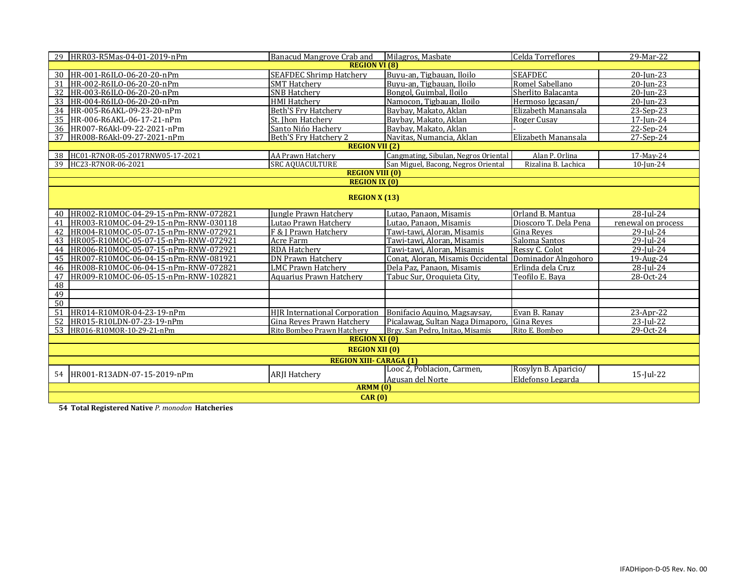| | | | | | |
|---|---|---|---|---|---|
| 29 | HRR03-R5Mas-04-01-2019-nPm | Banacud Mangrove Crab and | Milagros, Masbate | Celda Torreflores | 29-Mar-22 |
| **REGION VI (8)** | | | | | |
| 30 | HR-001-R6ILO-06-20-20-nPm | SEAFDEC Shrimp Hatchery | Buyu-an, Tigbauan, Iloilo | SEAFDEC | 20-Jun-23 |
| 31 | HR-002-R6ILO-06-20-20-nPm | SMT Hatchery | Buyu-an, Tigbauan, Iloilo | Romel Sabellano | 20-Jun-23 |
| 32 | HR-003-R6ILO-06-20-20-nPm | SNB Hatchery | Bongol, Guimbal, Iloilo | Sherlito Balacanta | 20-Jun-23 |
| 33 | HR-004-R6ILO-06-20-20-nPm | HMI Hatchery | Namocon, Tigbauan, Iloilo | Hermoso Igcasan/ | 20-Jun-23 |
| 34 | HR-005-R6AKL-09-23-20-nPm | Beth'S Fry Hatchery | Baybay, Makato, Aklan | Elizabeth Manansala | 23-Sep-23 |
| 35 | HR-006-R6AKL-06-17-21-nPm | St. Jhon Hatchery | Baybay, Makato, Aklan | Roger Cusay | 17-Jun-24 |
| 36 | HR007-R6Akl-09-22-2021-nPm | Santo Niño Hachery | Baybay, Makato, Aklan | - | 22-Sep-24 |
| 37 | HR008-R6Akl-09-27-2021-nPm | Beth'S Fry Hatchery 2 | Navitas, Numancia, Aklan | Elizabeth Manansala | 27-Sep-24 |
| **REGION VII (2)** | | | | | |
| 38 | HC01-R7NOR-05-2017RNW05-17-2021 | AA Prawn Hatchery | Cangmating, Sibulan, Negros Oriental | Alan P. Orlina | 17-May-24 |
| 39 | HC23-R7NOR-06-2021 | SRC AQUACULTURE | San Miguel, Bacong, Negros Oriental | Rizalina B. Lachica | 10-Jun-24 |
| **REGION VIII (0)** | | | | | |
| **REGION IX (0)** | | | | | |
| **REGION X (13)** | | | | | |
| 40 | HR002-R10MOC-04-29-15-nPm-RNW-072821 | Jungle Prawn Hatchery | Lutao, Panaon, Misamis | Orland B. Mantua | 28-Jul-24 |
| 41 | HR003-R10MOC-04-29-15-nPm-RNW-030118 | Lutao Prawn Hatchery | Lutao, Panaon, Misamis | Dioscoro T. Dela Pena | renewal on process |
| 42 | HR004-R10MOC-05-07-15-nPm-RNW-072921 | F & J Prawn Hatchery | Tawi-tawi, Aloran, Misamis | Gina Reyes | 29-Jul-24 |
| 43 | HR005-R10MOC-05-07-15-nPm-RNW-072921 | Acre Farm | Tawi-tawi, Aloran, Misamis | Saloma Santos | 29-Jul-24 |
| 44 | HR006-R10MOC-05-07-15-nPm-RNW-072921 | RDA Hatchery | Tawi-tawi, Aloran, Misamis | Ressy C. Colot | 29-Jul-24 |
| 45 | HR007-R10MOC-06-04-15-nPm-RNW-081921 | DN Prawn Hatchery | Conat, Aloran, Misamis Occidental | Dominador Alngohoro | 19-Aug-24 |
| 46 | HR008-R10MOC-06-04-15-nPm-RNW-072821 | LMC Prawn Hatchery | Dela Paz, Panaon, Misamis | Erlinda dela Cruz | 28-Jul-24 |
| 47 | HR009-R10MOC-06-05-15-nPm-RNW-102821 | Aquarius Prawn Hatchery | Tabuc Sur, Oroquieta City, | Teofilo E. Baya | 28-Oct-24 |
| 48 | | | | | |
| 49 | | | | | |
| 50 | | | | | |
| 51 | HR014-R10MOR-04-23-19-nPm | HJR International Corporation | Bonifacio Aquino, Magsaysay, | Evan B. Ranay | 23-Apr-22 |
| 52 | HR015-R10LDN-07-23-19-nPm | Gina Reyes Prawn Hatchery | Picalawag, Sultan Naga Dimaporo, | Gina Reyes | 23-Jul-22 |
| 53 | HR016-R10MOR-10-29-21-nPm | Rito Bombeo Prawn Hatchery | Brgy. San Pedro, Initao, Misamis | Rito E. Bombeo | 29-Oct-24 |
| **REGION XI (0)** | | | | | |
| **REGION XII (0)** | | | | | |
| **REGION XIII- CARAGA (1)** | | | | | |
| 54 | HR001-R13ADN-07-15-2019-nPm | ARJI Hatchery | Looc 2, Poblacion, Carmen, Agusan del Norte | Rosylyn B. Aparicio/ Eldefonso Legarda | 15-Jul-22 |
| **ARMM (0)** | | | | | |
| **CAR (0)** | | | | | |

**54 Total Registered Native *P. monodon* Hatcheries**

IFADHipon-D-05 Rev. No. 00